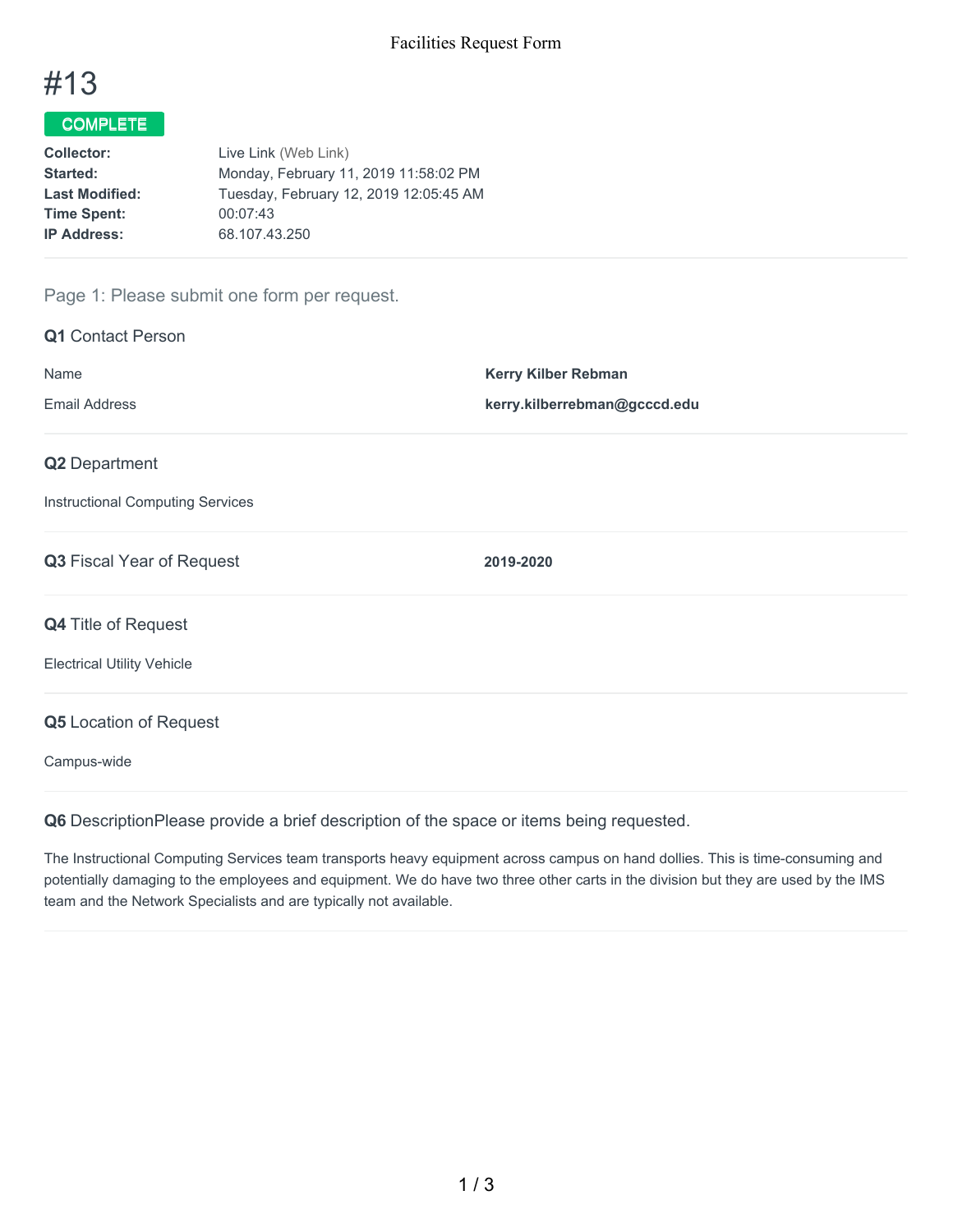# #13

**COMPLETE**

| | |
|---|---|
| **Collector:** | Live Link (Web Link) |
| **Started:** | Monday, February 11, 2019 11:58:02 PM |
| **Last Modified:** | Tuesday, February 12, 2019 12:05:45 AM |
| **Time Spent:** | 00:07:43 |
| **IP Address:** | 68.107.43.250 |

## Page 1: Please submit one form per request.

### Q1 Contact Person

| | |
|---|---|
| Name | **Kerry Kilber Rebman** |
| Email Address | **kerry.kilberrebman@gcccd.edu** |

### Q2 Department

Instructional Computing Services

### Q3 Fiscal Year of Request

**2019-2020**

### Q4 Title of Request

Electrical Utility Vehicle

### Q5 Location of Request

Campus-wide

### Q6 DescriptionPlease provide a brief description of the space or items being requested.

The Instructional Computing Services team transports heavy equipment across campus on hand dollies. This is time-consuming and potentially damaging to the employees and equipment. We do have two three other carts in the division but they are used by the IMS team and the Network Specialists and are typically not available.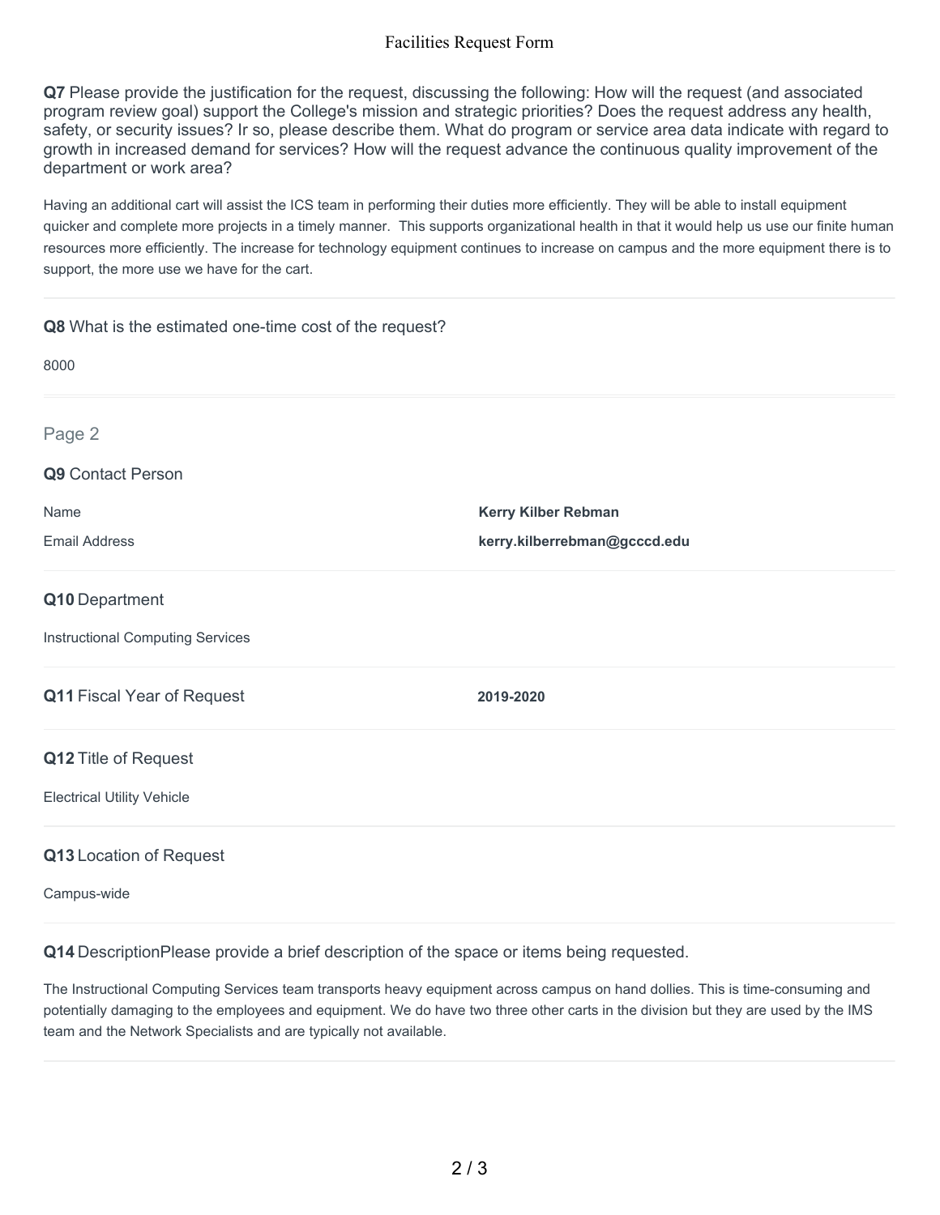**Q7** Please provide the justification for the request, discussing the following: How will the request (and associated program review goal) support the College's mission and strategic priorities? Does the request address any health, safety, or security issues? Ir so, please describe them. What do program or service area data indicate with regard to growth in increased demand for services? How will the request advance the continuous quality improvement of the department or work area?

Having an additional cart will assist the ICS team in performing their duties more efficiently. They will be able to install equipment quicker and complete more projects in a timely manner. This supports organizational health in that it would help us use our finite human resources more efficiently. The increase for technology equipment continues to increase on campus and the more equipment there is to support, the more use we have for the cart.

**Q8** What is the estimated one-time cost of the request?

8000

## Page 2

**Q9** Contact Person

| | |
|---|---|
| Name | **Kerry Kilber Rebman** |
| Email Address | **kerry.kilberrebman@gcccd.edu** |

**Q10** Department

Instructional Computing Services

**Q11** Fiscal Year of Request **2019-2020**

**Q12** Title of Request

Electrical Utility Vehicle

**Q13** Location of Request

Campus-wide

**Q14** DescriptionPlease provide a brief description of the space or items being requested.

The Instructional Computing Services team transports heavy equipment across campus on hand dollies. This is time-consuming and potentially damaging to the employees and equipment. We do have two three other carts in the division but they are used by the IMS team and the Network Specialists and are typically not available.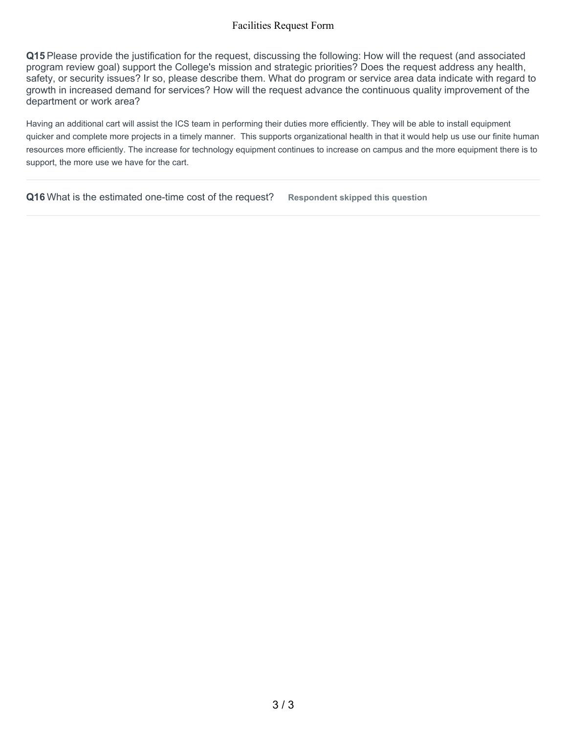**Q15** Please provide the justification for the request, discussing the following: How will the request (and associated program review goal) support the College's mission and strategic priorities? Does the request address any health, safety, or security issues? Ir so, please describe them. What do program or service area data indicate with regard to growth in increased demand for services? How will the request advance the continuous quality improvement of the department or work area?

Having an additional cart will assist the ICS team in performing their duties more efficiently. They will be able to install equipment quicker and complete more projects in a timely manner. This supports organizational health in that it would help us use our finite human resources more efficiently. The increase for technology equipment continues to increase on campus and the more equipment there is to support, the more use we have for the cart.

---

**Q16** What is the estimated one-time cost of the request? **Respondent skipped this question**